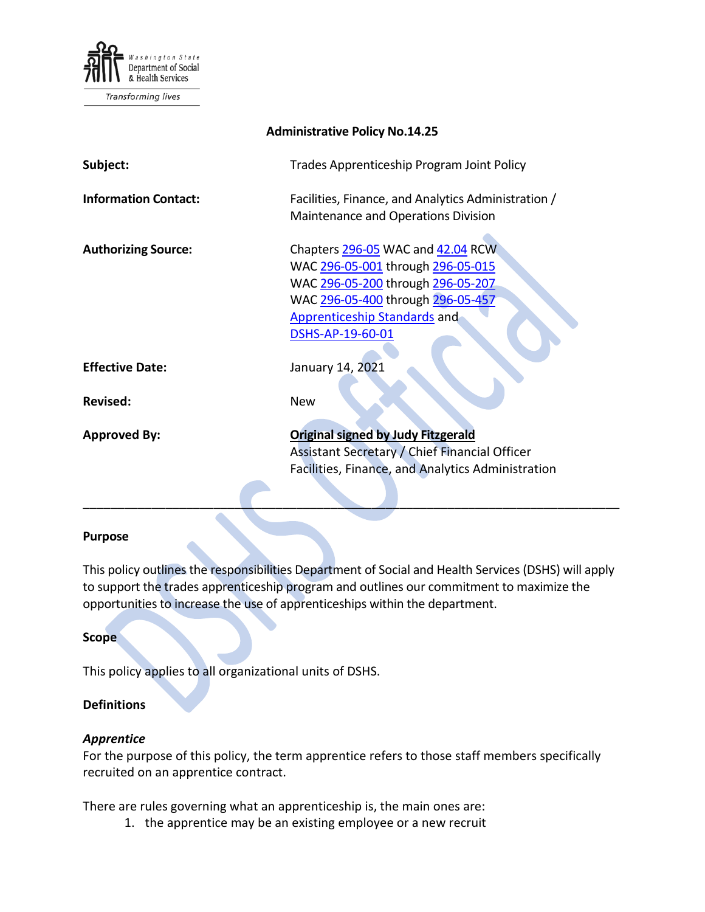Washington State Department of Social & Health Services

*Transforming lives*

**Administrative Policy No.14.25**

| | |
|---|---|
| **Subject:** | Trades Apprenticeship Program Joint Policy |
| **Information Contact:** | Facilities, Finance, and Analytics Administration / Maintenance and Operations Division |
| **Authorizing Source:** | Chapters 296-05 WAC and 42.04 RCW<br>WAC 296-05-001 through 296-05-015<br>WAC 296-05-200 through 296-05-207<br>WAC 296-05-400 through 296-05-457<br>Apprenticeship Standards and<br>DSHS-AP-19-60-01 |
| **Effective Date:** | January 14, 2021 |
| **Revised:** | New |
| **Approved By:** | **Original signed by Judy Fitzgerald**<br>Assistant Secretary / Chief Financial Officer<br>Facilities, Finance, and Analytics Administration |

---

## Purpose

This policy outlines the responsibilities Department of Social and Health Services (DSHS) will apply to support the trades apprenticeship program and outlines our commitment to maximize the opportunities to increase the use of apprenticeships within the department.

## Scope

This policy applies to all organizational units of DSHS.

## Definitions

### *Apprentice*

For the purpose of this policy, the term apprentice refers to those staff members specifically recruited on an apprentice contract.

There are rules governing what an apprenticeship is, the main ones are:

1. the apprentice may be an existing employee or a new recruit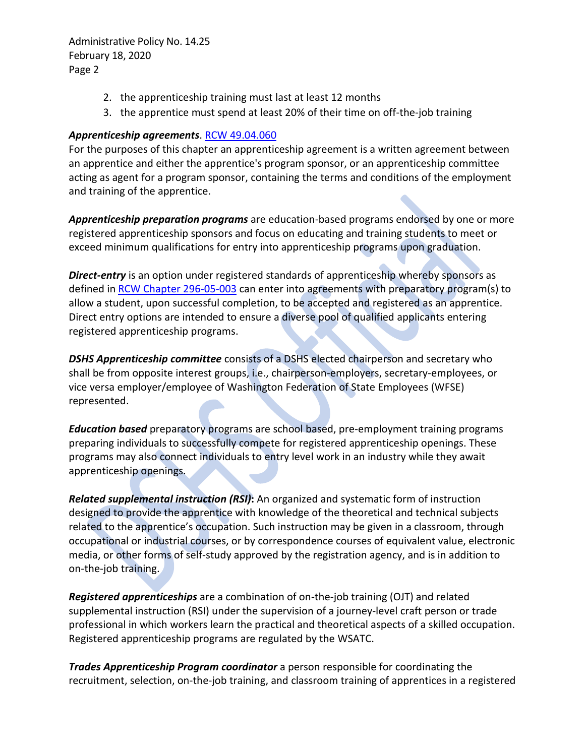2. the apprenticeship training must last at least 12 months
3. the apprentice must spend at least 20% of their time on off-the-job training

***Apprenticeship agreements***. [RCW 49.04.060](RCW 49.04.060)
For the purposes of this chapter an apprenticeship agreement is a written agreement between an apprentice and either the apprentice's program sponsor, or an apprenticeship committee acting as agent for a program sponsor, containing the terms and conditions of the employment and training of the apprentice.

***Apprenticeship preparation programs*** are education-based programs endorsed by one or more registered apprenticeship sponsors and focus on educating and training students to meet or exceed minimum qualifications for entry into apprenticeship programs upon graduation.

***Direct-entry*** is an option under registered standards of apprenticeship whereby sponsors as defined in [RCW Chapter 296-05-003](RCW Chapter 296-05-003) can enter into agreements with preparatory program(s) to allow a student, upon successful completion, to be accepted and registered as an apprentice. Direct entry options are intended to ensure a diverse pool of qualified applicants entering registered apprenticeship programs.

***DSHS Apprenticeship committee*** consists of a DSHS elected chairperson and secretary who shall be from opposite interest groups, i.e., chairperson-employers, secretary-employees, or vice versa employer/employee of Washington Federation of State Employees (WFSE) represented.

***Education based*** preparatory programs are school based, pre-employment training programs preparing individuals to successfully compete for registered apprenticeship openings. These programs may also connect individuals to entry level work in an industry while they await apprenticeship openings.

***Related supplemental instruction (RSI)*:** An organized and systematic form of instruction designed to provide the apprentice with knowledge of the theoretical and technical subjects related to the apprentice's occupation. Such instruction may be given in a classroom, through occupational or industrial courses, or by correspondence courses of equivalent value, electronic media, or other forms of self-study approved by the registration agency, and is in addition to on-the-job training.

***Registered apprenticeships*** are a combination of on-the-job training (OJT) and related supplemental instruction (RSI) under the supervision of a journey-level craft person or trade professional in which workers learn the practical and theoretical aspects of a skilled occupation. Registered apprenticeship programs are regulated by the WSATC.

***Trades Apprenticeship Program coordinator*** a person responsible for coordinating the recruitment, selection, on-the-job training, and classroom training of apprentices in a registered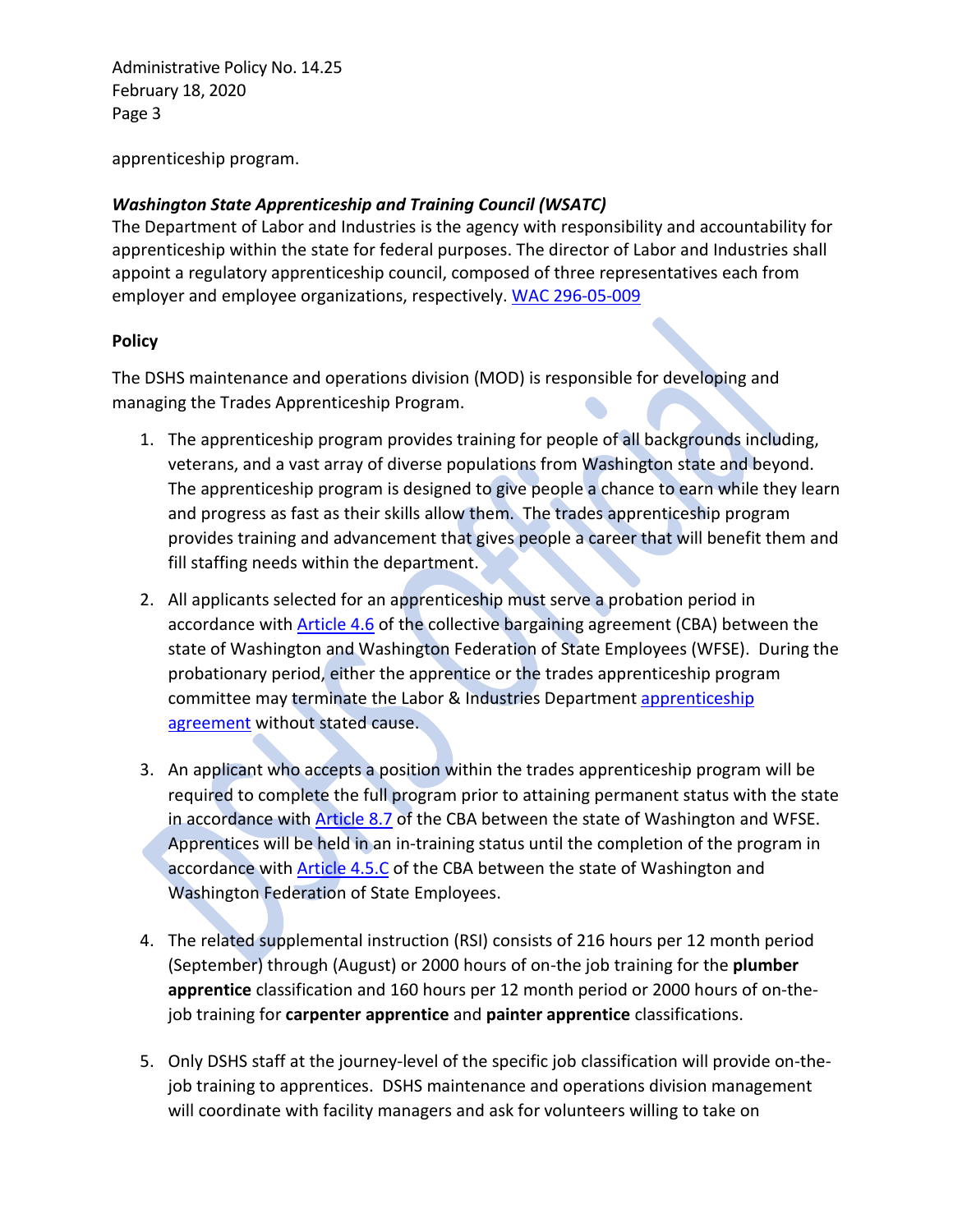apprenticeship program.

***Washington State Apprenticeship and Training Council (WSATC)***

The Department of Labor and Industries is the agency with responsibility and accountability for apprenticeship within the state for federal purposes. The director of Labor and Industries shall appoint a regulatory apprenticeship council, composed of three representatives each from employer and employee organizations, respectively. WAC 296-05-009

**Policy**

The DSHS maintenance and operations division (MOD) is responsible for developing and managing the Trades Apprenticeship Program.

1. The apprenticeship program provides training for people of all backgrounds including, veterans, and a vast array of diverse populations from Washington state and beyond. The apprenticeship program is designed to give people a chance to earn while they learn and progress as fast as their skills allow them. The trades apprenticeship program provides training and advancement that gives people a career that will benefit them and fill staffing needs within the department.

2. All applicants selected for an apprenticeship must serve a probation period in accordance with Article 4.6 of the collective bargaining agreement (CBA) between the state of Washington and Washington Federation of State Employees (WFSE). During the probationary period, either the apprentice or the trades apprenticeship program committee may terminate the Labor & Industries Department apprenticeship agreement without stated cause.

3. An applicant who accepts a position within the trades apprenticeship program will be required to complete the full program prior to attaining permanent status with the state in accordance with Article 8.7 of the CBA between the state of Washington and WFSE. Apprentices will be held in an in-training status until the completion of the program in accordance with Article 4.5.C of the CBA between the state of Washington and Washington Federation of State Employees.

4. The related supplemental instruction (RSI) consists of 216 hours per 12 month period (September) through (August) or 2000 hours of on-the job training for the **plumber apprentice** classification and 160 hours per 12 month period or 2000 hours of on-the-job training for **carpenter apprentice** and **painter apprentice** classifications.

5. Only DSHS staff at the journey-level of the specific job classification will provide on-the-job training to apprentices. DSHS maintenance and operations division management will coordinate with facility managers and ask for volunteers willing to take on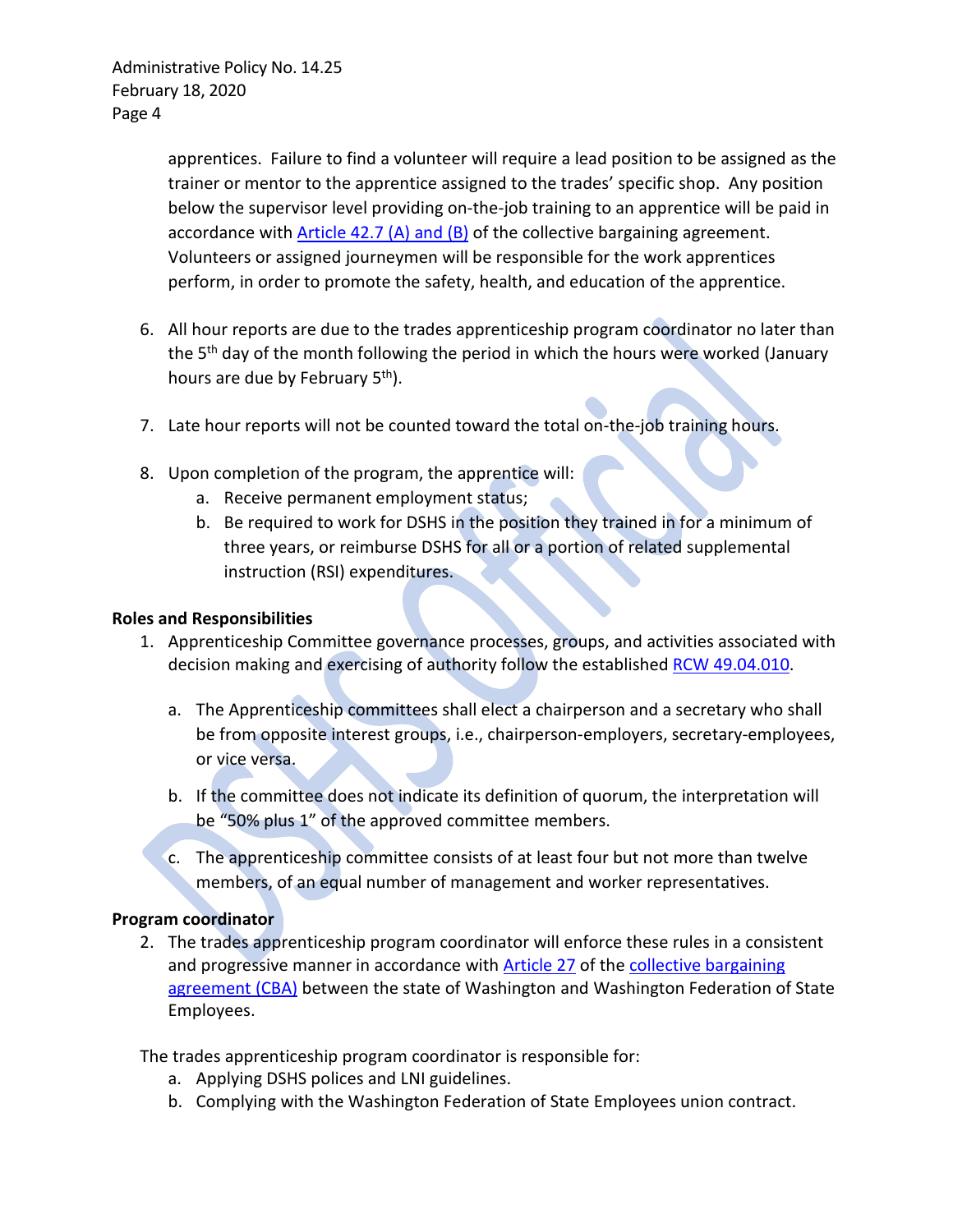apprentices. Failure to find a volunteer will require a lead position to be assigned as the trainer or mentor to the apprentice assigned to the trades' specific shop. Any position below the supervisor level providing on-the-job training to an apprentice will be paid in accordance with [Article 42.7 (A) and (B)] of the collective bargaining agreement. Volunteers or assigned journeymen will be responsible for the work apprentices perform, in order to promote the safety, health, and education of the apprentice.

6. All hour reports are due to the trades apprenticeship program coordinator no later than the 5th day of the month following the period in which the hours were worked (January hours are due by February 5th).

7. Late hour reports will not be counted toward the total on-the-job training hours.

8. Upon completion of the program, the apprentice will:
   a. Receive permanent employment status;
   b. Be required to work for DSHS in the position they trained in for a minimum of three years, or reimburse DSHS for all or a portion of related supplemental instruction (RSI) expenditures.

**Roles and Responsibilities**

1. Apprenticeship Committee governance processes, groups, and activities associated with decision making and exercising of authority follow the established RCW 49.04.010.

   a. The Apprenticeship committees shall elect a chairperson and a secretary who shall be from opposite interest groups, i.e., chairperson-employers, secretary-employees, or vice versa.

   b. If the committee does not indicate its definition of quorum, the interpretation will be "50% plus 1" of the approved committee members.

   c. The apprenticeship committee consists of at least four but not more than twelve members, of an equal number of management and worker representatives.

**Program coordinator**

2. The trades apprenticeship program coordinator will enforce these rules in a consistent and progressive manner in accordance with Article 27 of the collective bargaining agreement (CBA) between the state of Washington and Washington Federation of State Employees.

The trades apprenticeship program coordinator is responsible for:

   a. Applying DSHS polices and LNI guidelines.
   b. Complying with the Washington Federation of State Employees union contract.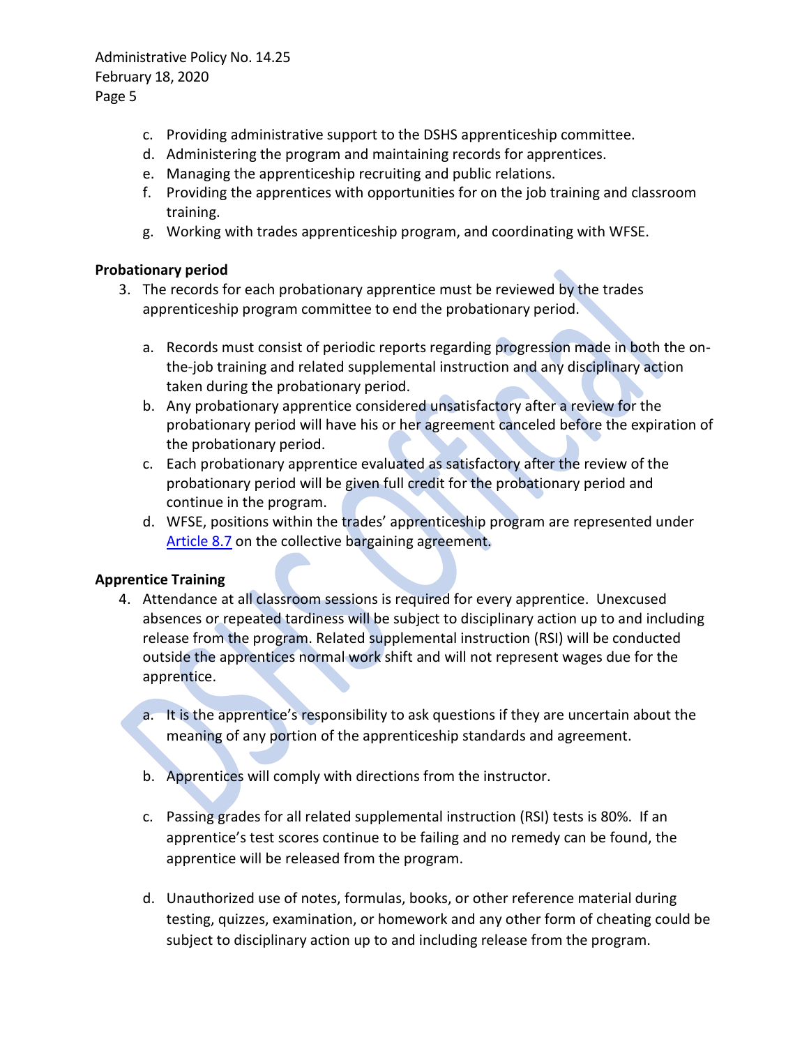c. Providing administrative support to the DSHS apprenticeship committee.
d. Administering the program and maintaining records for apprentices.
e. Managing the apprenticeship recruiting and public relations.
f. Providing the apprentices with opportunities for on the job training and classroom training.
g. Working with trades apprenticeship program, and coordinating with WFSE.

**Probationary period**

3. The records for each probationary apprentice must be reviewed by the trades apprenticeship program committee to end the probationary period.

   a. Records must consist of periodic reports regarding progression made in both the on-the-job training and related supplemental instruction and any disciplinary action taken during the probationary period.
   b. Any probationary apprentice considered unsatisfactory after a review for the probationary period will have his or her agreement canceled before the expiration of the probationary period.
   c. Each probationary apprentice evaluated as satisfactory after the review of the probationary period will be given full credit for the probationary period and continue in the program.
   d. WFSE, positions within the trades' apprenticeship program are represented under Article 8.7 on the collective bargaining agreement.

**Apprentice Training**

4. Attendance at all classroom sessions is required for every apprentice. Unexcused absences or repeated tardiness will be subject to disciplinary action up to and including release from the program. Related supplemental instruction (RSI) will be conducted outside the apprentices normal work shift and will not represent wages due for the apprentice.

   a. It is the apprentice's responsibility to ask questions if they are uncertain about the meaning of any portion of the apprenticeship standards and agreement.

   b. Apprentices will comply with directions from the instructor.

   c. Passing grades for all related supplemental instruction (RSI) tests is 80%. If an apprentice's test scores continue to be failing and no remedy can be found, the apprentice will be released from the program.

   d. Unauthorized use of notes, formulas, books, or other reference material during testing, quizzes, examination, or homework and any other form of cheating could be subject to disciplinary action up to and including release from the program.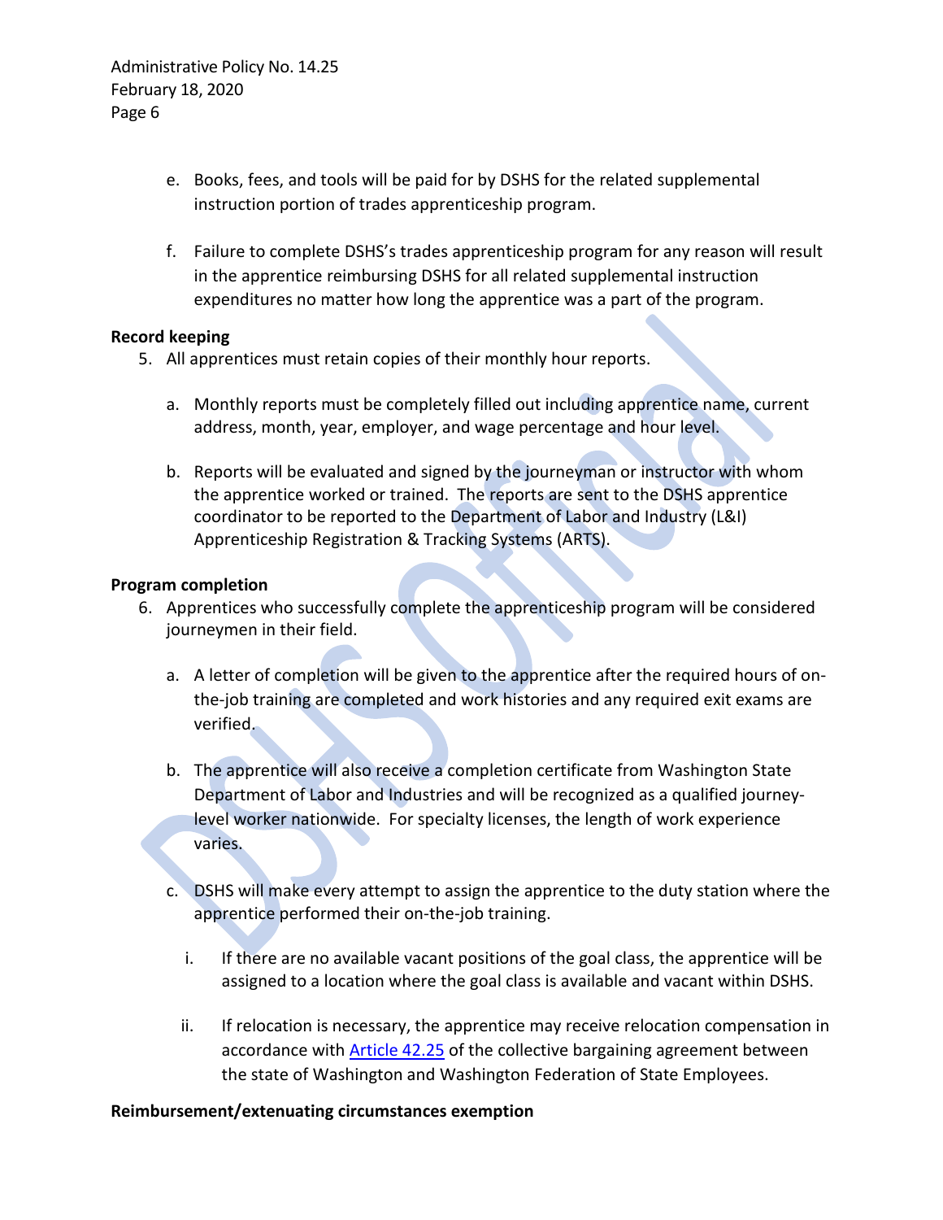e. Books, fees, and tools will be paid for by DSHS for the related supplemental instruction portion of trades apprenticeship program.

f. Failure to complete DSHS's trades apprenticeship program for any reason will result in the apprentice reimbursing DSHS for all related supplemental instruction expenditures no matter how long the apprentice was a part of the program.

**Record keeping**

5. All apprentices must retain copies of their monthly hour reports.

   a. Monthly reports must be completely filled out including apprentice name, current address, month, year, employer, and wage percentage and hour level.

   b. Reports will be evaluated and signed by the journeyman or instructor with whom the apprentice worked or trained. The reports are sent to the DSHS apprentice coordinator to be reported to the Department of Labor and Industry (L&I) Apprenticeship Registration & Tracking Systems (ARTS).

**Program completion**

6. Apprentices who successfully complete the apprenticeship program will be considered journeymen in their field.

   a. A letter of completion will be given to the apprentice after the required hours of on-the-job training are completed and work histories and any required exit exams are verified.

   b. The apprentice will also receive a completion certificate from Washington State Department of Labor and Industries and will be recognized as a qualified journey-level worker nationwide. For specialty licenses, the length of work experience varies.

   c. DSHS will make every attempt to assign the apprentice to the duty station where the apprentice performed their on-the-job training.

      i. If there are no available vacant positions of the goal class, the apprentice will be assigned to a location where the goal class is available and vacant within DSHS.

      ii. If relocation is necessary, the apprentice may receive relocation compensation in accordance with Article 42.25 of the collective bargaining agreement between the state of Washington and Washington Federation of State Employees.

**Reimbursement/extenuating circumstances exemption**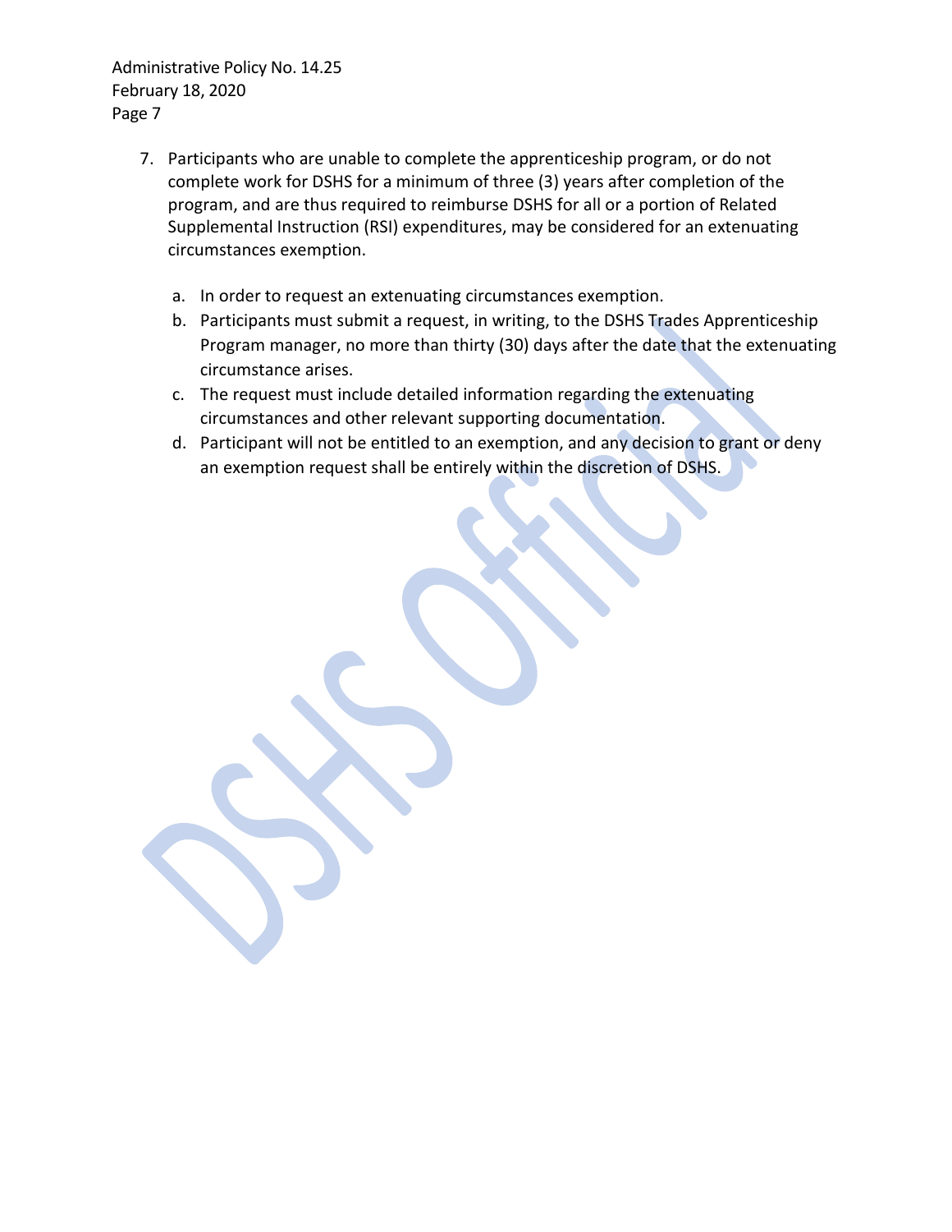7. Participants who are unable to complete the apprenticeship program, or do not complete work for DSHS for a minimum of three (3) years after completion of the program, and are thus required to reimburse DSHS for all or a portion of Related Supplemental Instruction (RSI) expenditures, may be considered for an extenuating circumstances exemption.

   a. In order to request an extenuating circumstances exemption.
   b. Participants must submit a request, in writing, to the DSHS Trades Apprenticeship Program manager, no more than thirty (30) days after the date that the extenuating circumstance arises.
   c. The request must include detailed information regarding the extenuating circumstances and other relevant supporting documentation.
   d. Participant will not be entitled to an exemption, and any decision to grant or deny an exemption request shall be entirely within the discretion of DSHS.